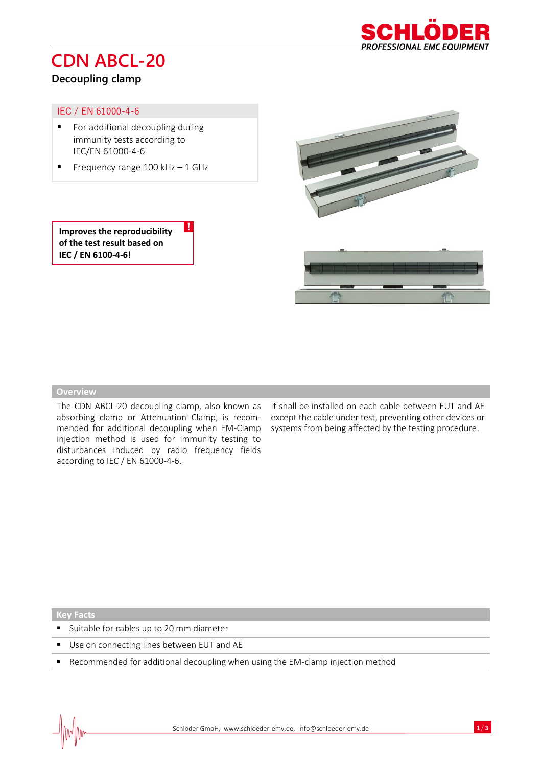# CDN ABCL-20

## Decoupling clamp

### IEC / EN 61000-4-6

- For additional decoupling during immunity tests according to IEC/EN 61000-4-6
- Frequency range 100 kHz – 1 GHz

**Improves the reproducibility of the test result based on IEC / EN 6100-4-6!**

## Overview

The CDN ABCL-20 decoupling clamp, also known as absorbing clamp or Attenuation Clamp, is recommended for additional decoupling when EM-Clamp injection method is used for immunity testing to disturbances induced by radio frequency fields according to IEC / EN 61000-4-6.

It shall be installed on each cable between EUT and AE except the cable under test, preventing other devices or systems from being affected by the testing procedure.

## Key Facts

- Suitable for cables up to 20 mm diameter
- Use on connecting lines between EUT and AE
- Recommended for additional decoupling when using the EM-clamp injection method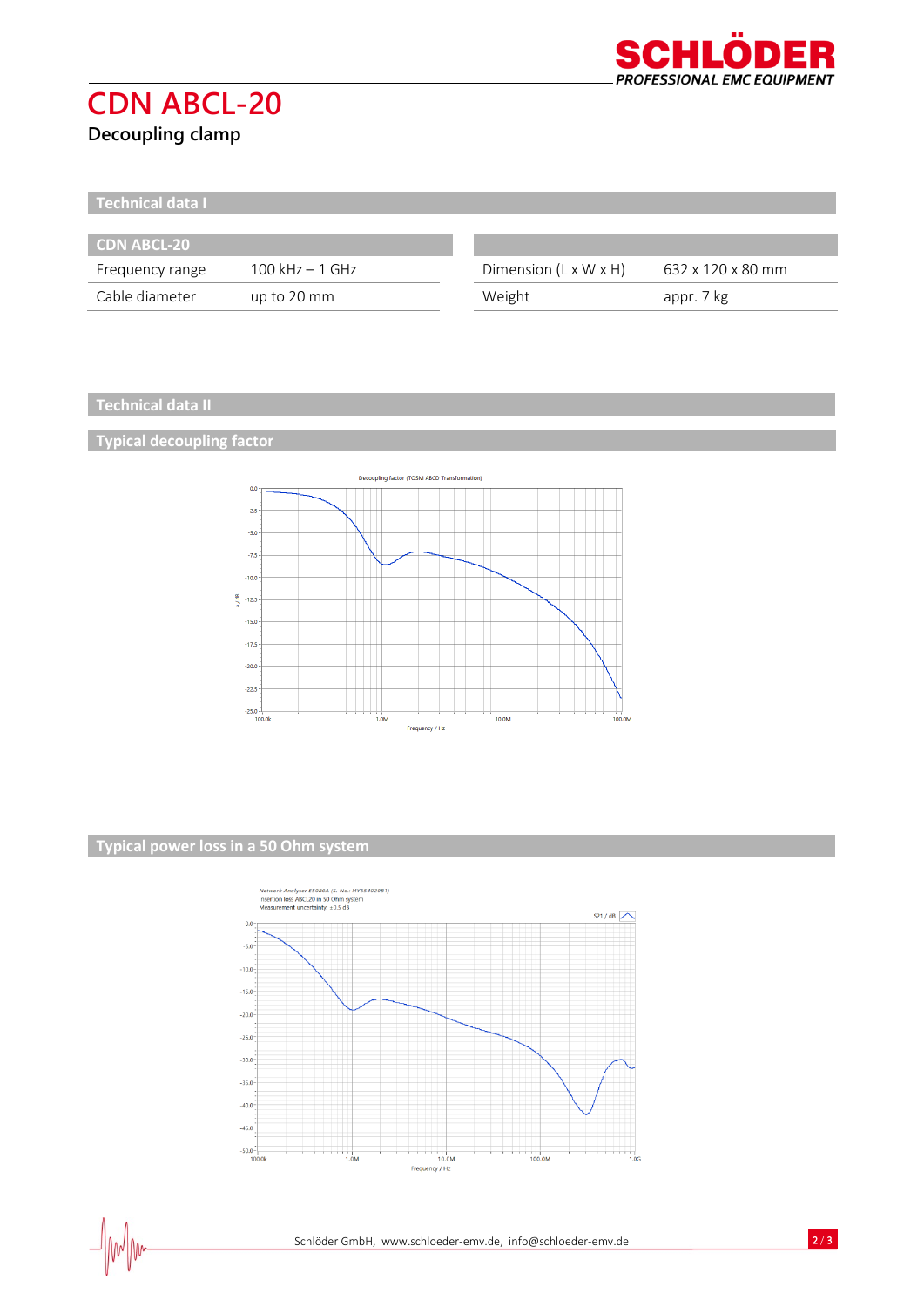# CDN ABCL-20

**Decoupling clamp**

## Technical data I

| CDN ABCL-20 | |
|---|---|
| Frequency range | 100 kHz – 1 GHz |
| Cable diameter | up to 20 mm |

| | |
|---|---|
| Dimension (L x W x H) | 632 x 120 x 80 mm |
| Weight | appr. 7 kg |

## Technical data II

### Typical decoupling factor

### Typical power loss in a 50 Ohm system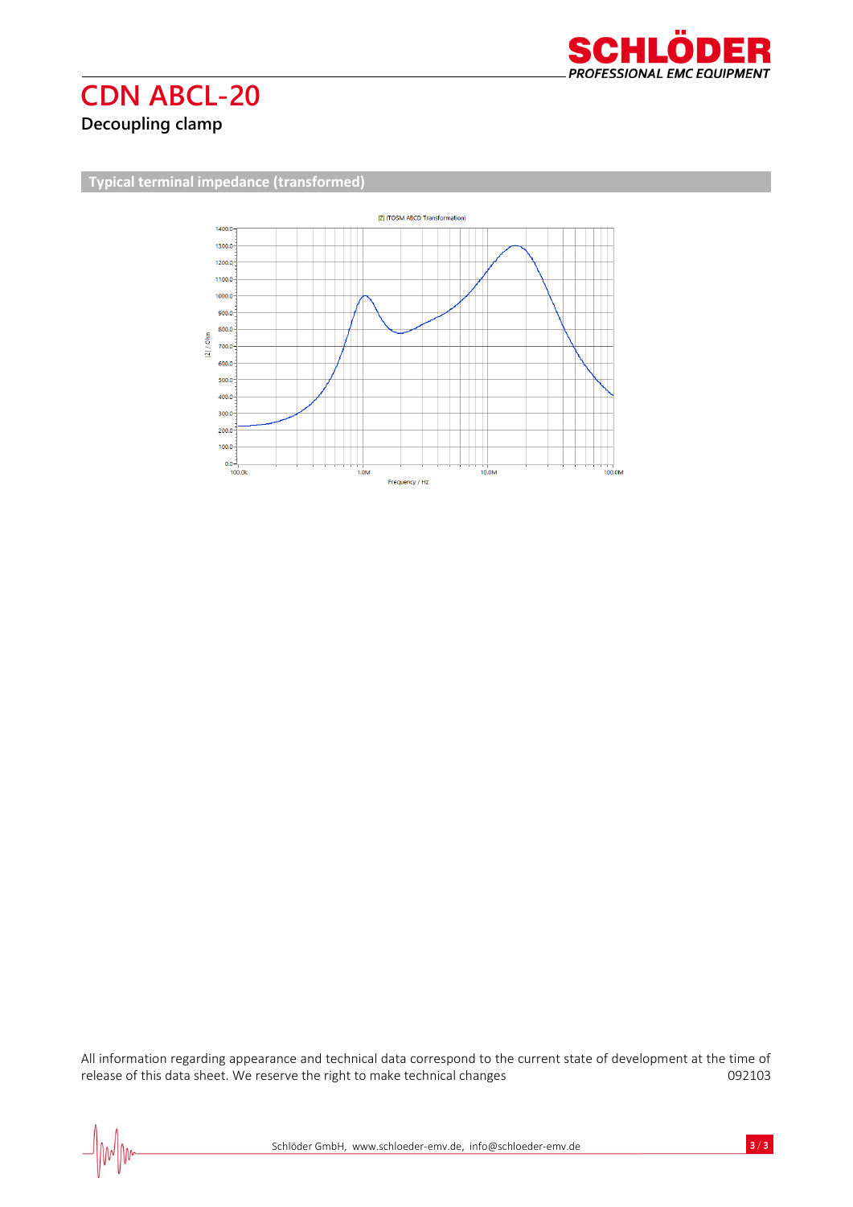# CDN ABCL-20

**Decoupling clamp**

## Typical terminal impedance (transformed)

|Z| (TOSM ABCD Transformation)

1400.0
1300.0
1200.0
1100.0
1000.0
900.0
800.0
700.0
600.0
500.0
400.0
300.0
200.0
100.0
0.0

|Z| / Ohm

100.0k
1.0M
10.0M
100.0M

Frequency / Hz

All information regarding appearance and technical data correspond to the current state of development at the time of release of this data sheet. We reserve the right to make technical changes 092103